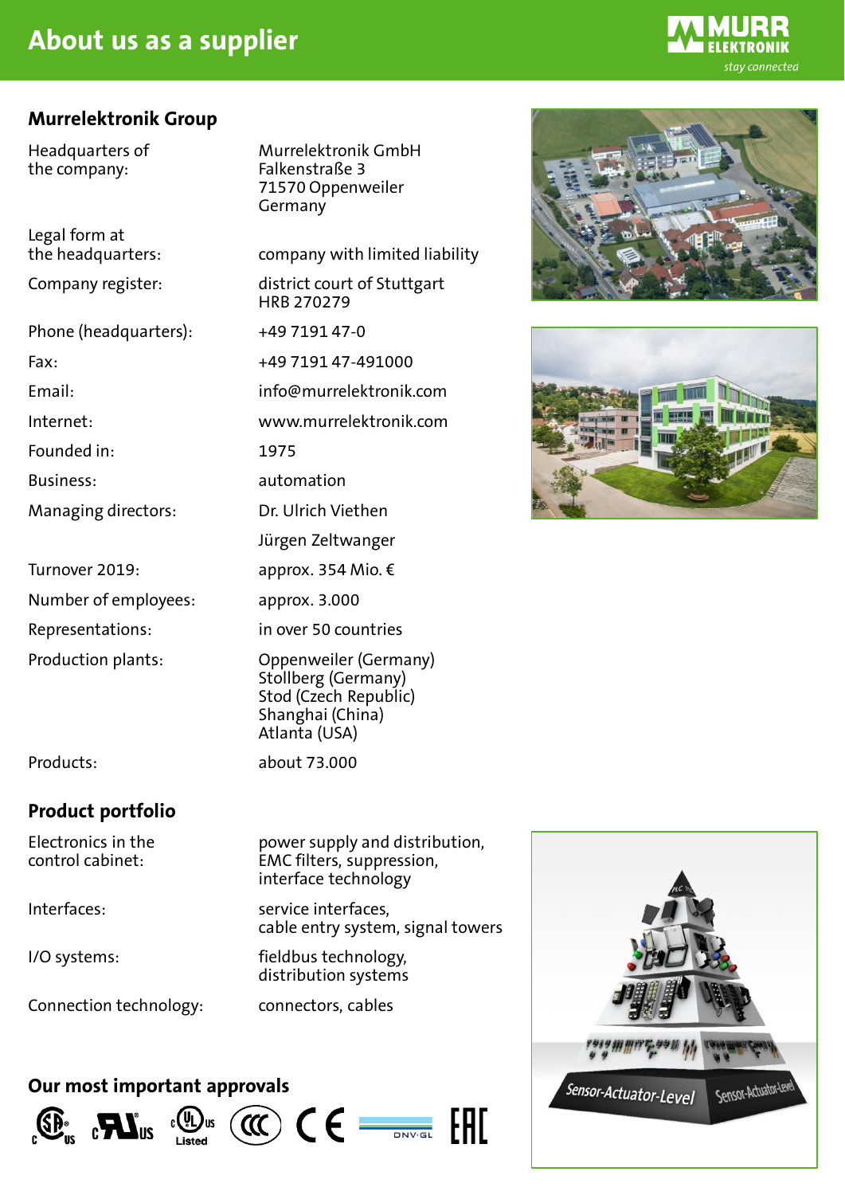# About us as a supplier

## Murrelektronik Group

| | |
|---|---|
| Headquarters of the company: | Murrelektronik GmbH<br>Falkenstraße 3<br>71570 Oppenweiler<br>Germany |
| Legal form at the headquarters: | company with limited liability |
| Company register: | district court of Stuttgart<br>HRB 270279 |
| Phone (headquarters): | +49 7191 47-0 |
| Fax: | +49 7191 47-491000 |
| Email: | info@murrelektronik.com |
| Internet: | www.murrelektronik.com |
| Founded in: | 1975 |
| Business: | automation |
| Managing directors: | Dr. Ulrich Viethen<br>Jürgen Zeltwanger |
| Turnover 2019: | approx. 354 Mio. € |
| Number of employees: | approx. 3.000 |
| Representations: | in over 50 countries |
| Production plants: | Oppenweiler (Germany)<br>Stollberg (Germany)<br>Stod (Czech Republic)<br>Shanghai (China)<br>Atlanta (USA) |
| Products: | about 73.000 |

## Product portfolio

| | |
|---|---|
| Electronics in the control cabinet: | power supply and distribution,<br>EMC filters, suppression,<br>interface technology |
| Interfaces: | service interfaces,<br>cable entry system, signal towers |
| I/O systems: | fieldbus technology,<br>distribution systems |
| Connection technology: | connectors, cables |

## Our most important approvals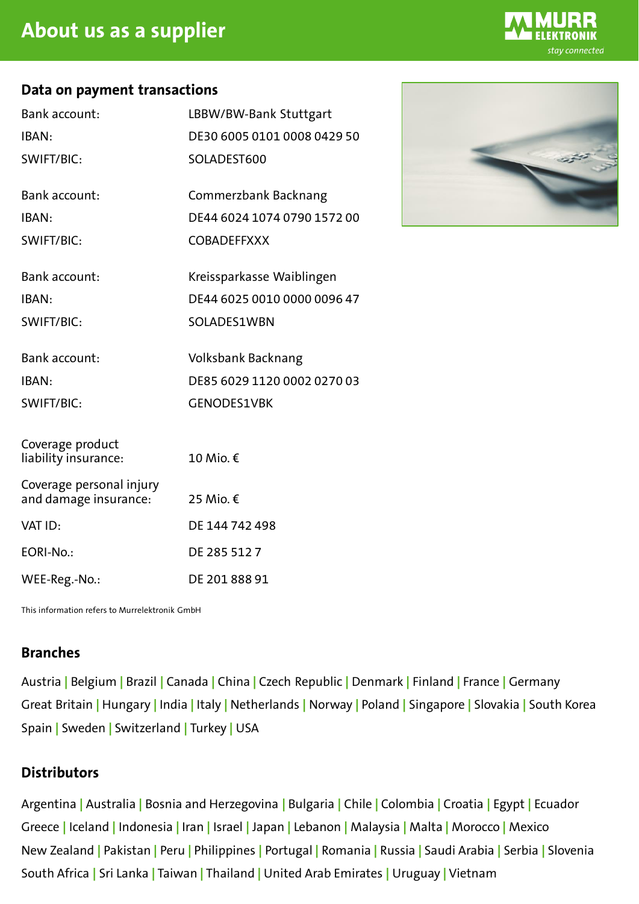# About us as a supplier

## Data on payment transactions

| | |
|---|---|
| Bank account: | LBBW/BW-Bank Stuttgart |
| IBAN: | DE30 6005 0101 0008 0429 50 |
| SWIFT/BIC: | SOLADEST600 |
| Bank account: | Commerzbank Backnang |
| IBAN: | DE44 6024 1074 0790 1572 00 |
| SWIFT/BIC: | COBADEFFXXX |
| Bank account: | Kreissparkasse Waiblingen |
| IBAN: | DE44 6025 0010 0000 0096 47 |
| SWIFT/BIC: | SOLADES1WBN |
| Bank account: | Volksbank Backnang |
| IBAN: | DE85 6029 1120 0002 0270 03 |
| SWIFT/BIC: | GENODES1VBK |
| Coverage product liability insurance: | 10 Mio. € |
| Coverage personal injury and damage insurance: | 25 Mio. € |
| VAT ID: | DE 144 742 498 |
| EORI-No.: | DE 285 512 7 |
| WEE-Reg.-No.: | DE 201 888 91 |

This information refers to Murrelektronik GmbH

## Branches

Austria | Belgium | Brazil | Canada | China | Czech Republic | Denmark | Finland | France | Germany | Great Britain | Hungary | India | Italy | Netherlands | Norway | Poland | Singapore | Slovakia | South Korea | Spain | Sweden | Switzerland | Turkey | USA

## Distributors

Argentina | Australia | Bosnia and Herzegovina | Bulgaria | Chile | Colombia | Croatia | Egypt | Ecuador | Greece | Iceland | Indonesia | Iran | Israel | Japan | Lebanon | Malaysia | Malta | Morocco | Mexico | New Zealand | Pakistan | Peru | Philippines | Portugal | Romania | Russia | Saudi Arabia | Serbia | Slovenia | South Africa | Sri Lanka | Taiwan | Thailand | United Arab Emirates | Uruguay | Vietnam